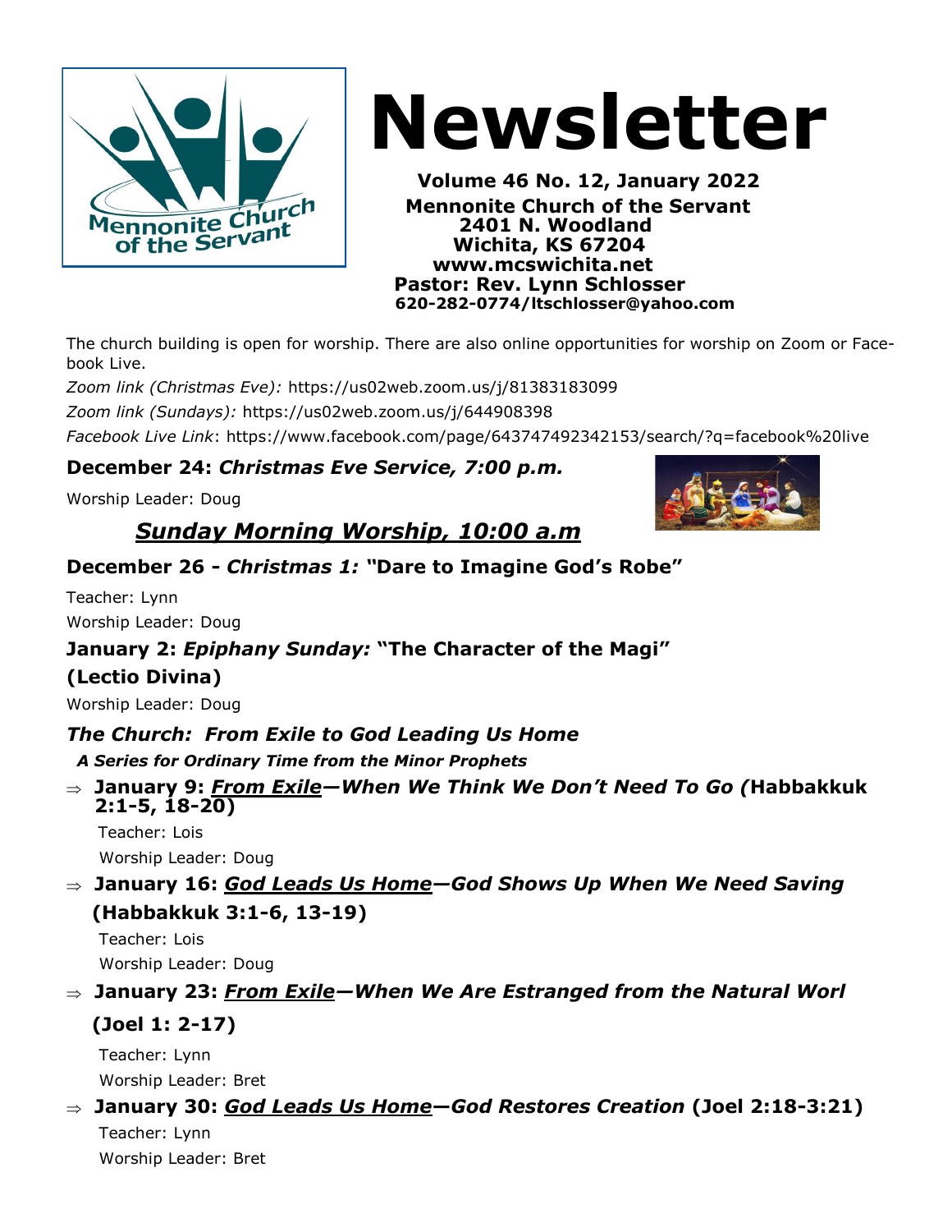# Newsletter

**Volume 46 No. 12, January 2022**
**Mennonite Church of the Servant**
**2401 N. Woodland**
**Wichita, KS 67204**
**www.mcswichita.net**
**Pastor: Rev. Lynn Schlosser**
**620-282-0774/ltschlosser@yahoo.com**

The church building is open for worship. There are also online opportunities for worship on Zoom or Facebook Live.

*Zoom link (Christmas Eve):* https://us02web.zoom.us/j/81383183099

*Zoom link (Sundays):* https://us02web.zoom.us/j/644908398

*Facebook Live Link*: https://www.facebook.com/page/643747492342153/search/?q=facebook%20live

### December 24: *Christmas Eve Service, 7:00 p.m.*

Worship Leader: Doug

## *Sunday Morning Worship, 10:00 a.m*

### December 26 - *Christmas 1:* "Dare to Imagine God's Robe"

Teacher: Lynn

Worship Leader: Doug

### January 2: *Epiphany Sunday:* "The Character of the Magi" (Lectio Divina)

Worship Leader: Doug

### *The Church: From Exile to God Leading Us Home*

***A Series for Ordinary Time from the Minor Prophets***

- **January 9: *From Exile—When We Think We Don't Need To Go (*Habbakkuk 2:1-5, 18-20)**
  Teacher: Lois
  Worship Leader: Doug
- **January 16: *God Leads Us Home—God Shows Up When We Need Saving* (Habbakkuk 3:1-6, 13-19)**
  Teacher: Lois
  Worship Leader: Doug
- **January 23: *From Exile—When We Are Estranged from the Natural Worl* (Joel 1: 2-17)**
  Teacher: Lynn
  Worship Leader: Bret
- **January 30: *God Leads Us Home—God Restores Creation* (Joel 2:18-3:21)**
  Teacher: Lynn
  Worship Leader: Bret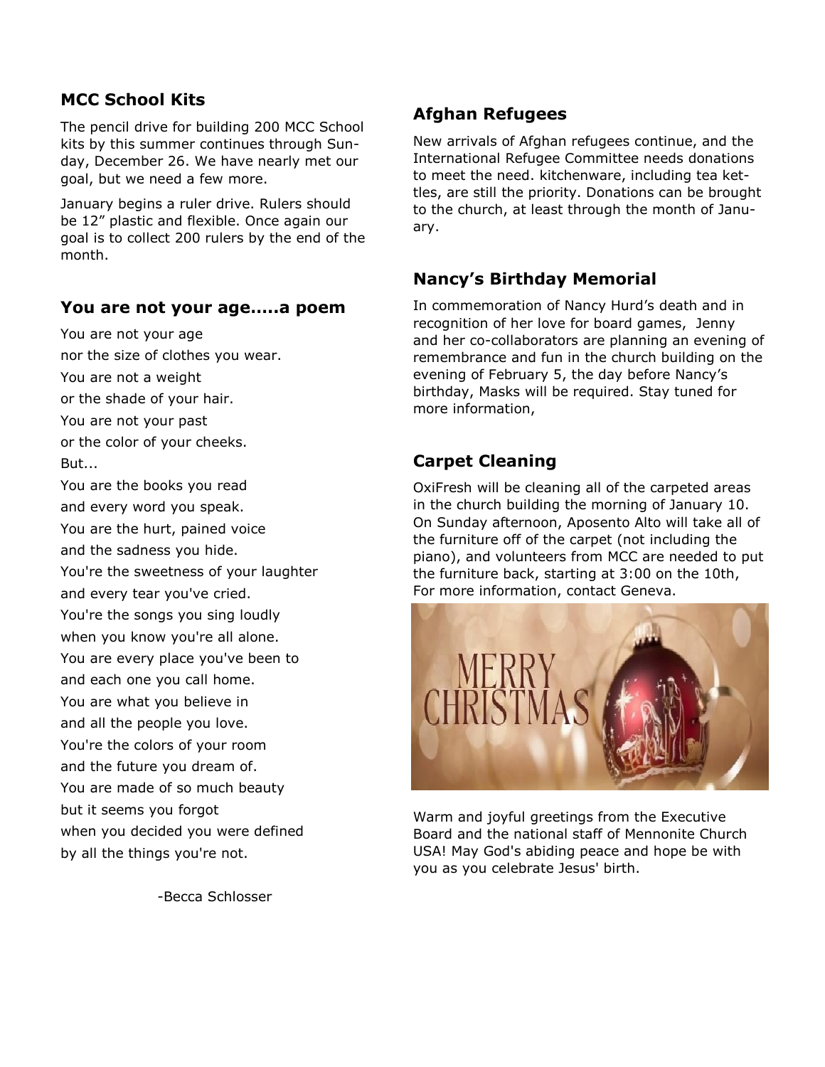## MCC School Kits

The pencil drive for building 200 MCC School kits by this summer continues through Sunday, December 26. We have nearly met our goal, but we need a few more.

January begins a ruler drive. Rulers should be 12” plastic and flexible. Once again our goal is to collect 200 rulers by the end of the month.

## You are not your age…..a poem

You are not your age
nor the size of clothes you wear.
You are not a weight
or the shade of your hair.
You are not your past
or the color of your cheeks.
But...
You are the books you read
and every word you speak.
You are the hurt, pained voice
and the sadness you hide.
You're the sweetness of your laughter
and every tear you've cried.
You're the songs you sing loudly
when you know you're all alone.
You are every place you've been to
and each one you call home.
You are what you believe in
and all the people you love.
You're the colors of your room
and the future you dream of.
You are made of so much beauty
but it seems you forgot
when you decided you were defined
by all the things you're not.

-Becca Schlosser

## Afghan Refugees

New arrivals of Afghan refugees continue, and the International Refugee Committee needs donations to meet the need. kitchenware, including tea kettles, are still the priority. Donations can be brought to the church, at least through the month of January.

## Nancy’s Birthday Memorial

In commemoration of Nancy Hurd’s death and in recognition of her love for board games, Jenny and her co-collaborators are planning an evening of remembrance and fun in the church building on the evening of February 5, the day before Nancy’s birthday, Masks will be required. Stay tuned for more information,

## Carpet Cleaning

OxiFresh will be cleaning all of the carpeted areas in the church building the morning of January 10. On Sunday afternoon, Aposento Alto will take all of the furniture off of the carpet (not including the piano), and volunteers from MCC are needed to put the furniture back, starting at 3:00 on the 10th, For more information, contact Geneva.

MERRY CHRISTMAS

Warm and joyful greetings from the Executive Board and the national staff of Mennonite Church USA! May God's abiding peace and hope be with you as you celebrate Jesus' birth.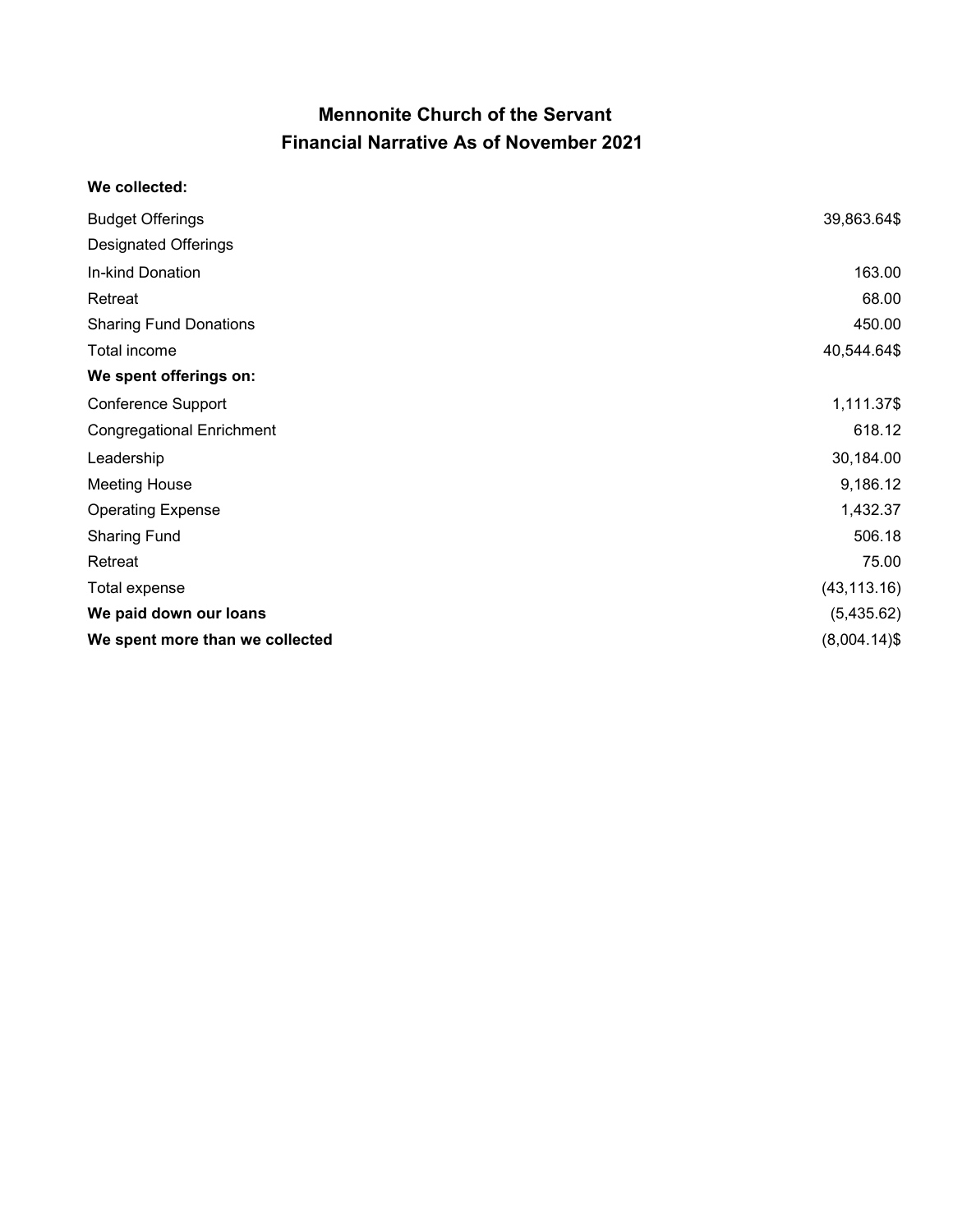# Mennonite Church of the Servant
## Financial Narrative As of November 2021

| | |
|---|---:|
| **We collected:** | |
| Budget Offerings | 39,863.64$ |
| Designated Offerings | |
| In-kind Donation | 163.00 |
| Retreat | 68.00 |
| Sharing Fund Donations | 450.00 |
| Total income | 40,544.64$ |
| **We spent offerings on:** | |
| Conference Support | 1,111.37$ |
| Congregational Enrichment | 618.12 |
| Leadership | 30,184.00 |
| Meeting House | 9,186.12 |
| Operating Expense | 1,432.37 |
| Sharing Fund | 506.18 |
| Retreat | 75.00 |
| Total expense | (43,113.16) |
| **We paid down our loans** | (5,435.62) |
| **We spent more than we collected** | (8,004.14)$ |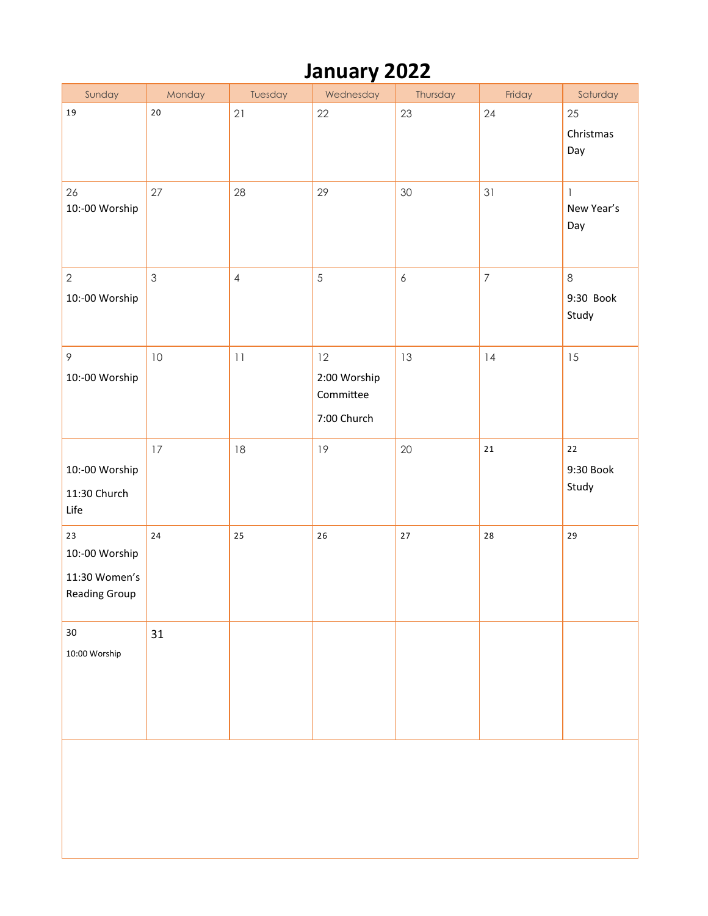# January 2022

| Sunday | Monday | Tuesday | Wednesday | Thursday | Friday | Saturday |
|---|---|---|---|---|---|---|
| 19 | 20 | 21 | 22 | 23 | 24 | 25 Christmas Day |
| 26 10:-00 Worship | 27 | 28 | 29 | 30 | 31 | 1 New Year's Day |
| 2 10:-00 Worship | 3 | 4 | 5 | 6 | 7 | 8 9:30 Book Study |
| 9 10:-00 Worship | 10 | 11 | 12 2:00 Worship Committee 7:00 Church | 13 | 14 | 15 |
| 10:-00 Worship 11:30 Church Life | 17 | 18 | 19 | 20 | 21 | 22 9:30 Book Study |
| 23 10:-00 Worship 11:30 Women's Reading Group | 24 | 25 | 26 | 27 | 28 | 29 |
| 30 10:00 Worship | 31 | | | | | |